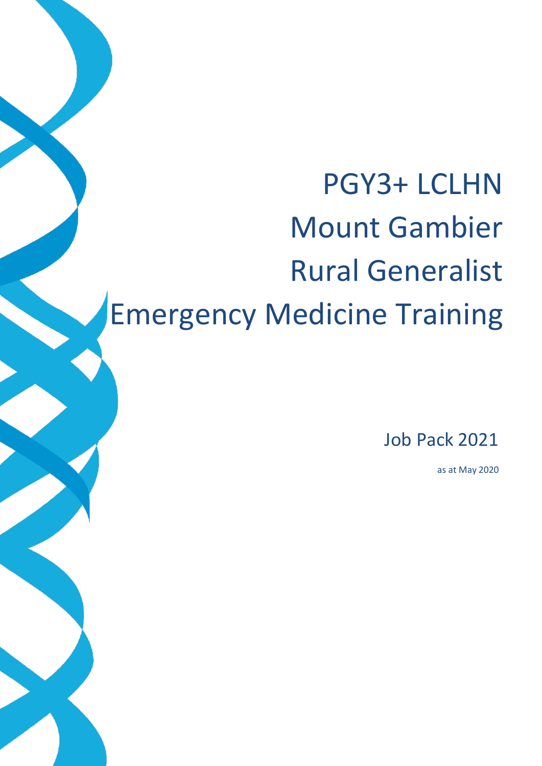# PGY3+ LCLHN Mount Gambier Rural Generalist Emergency Medicine Training

Job Pack 2021

as at May 2020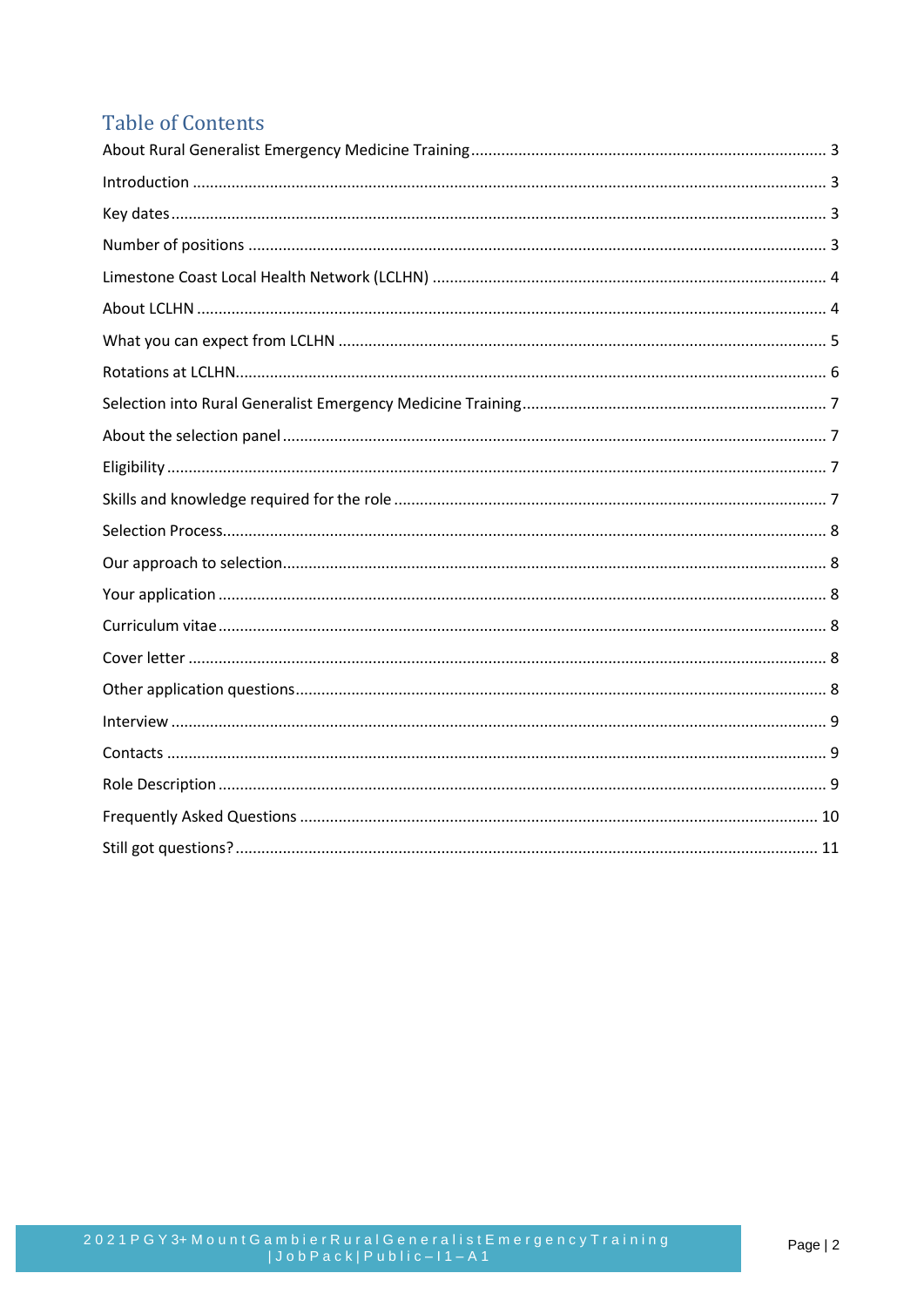# Table of Contents

About Rural Generalist Emergency Medicine Training ........ 3

Introduction ........ 3

Key dates ........ 3

Number of positions ........ 3

Limestone Coast Local Health Network (LCLHN) ........ 4

About LCLHN ........ 4

What you can expect from LCLHN ........ 5

Rotations at LCLHN ........ 6

Selection into Rural Generalist Emergency Medicine Training ........ 7

About the selection panel ........ 7

Eligibility ........ 7

Skills and knowledge required for the role ........ 7

Selection Process ........ 8

Our approach to selection ........ 8

Your application ........ 8

Curriculum vitae ........ 8

Cover letter ........ 8

Other application questions ........ 8

Interview ........ 9

Contacts ........ 9

Role Description ........ 9

Frequently Asked Questions ........ 10

Still got questions? ........ 11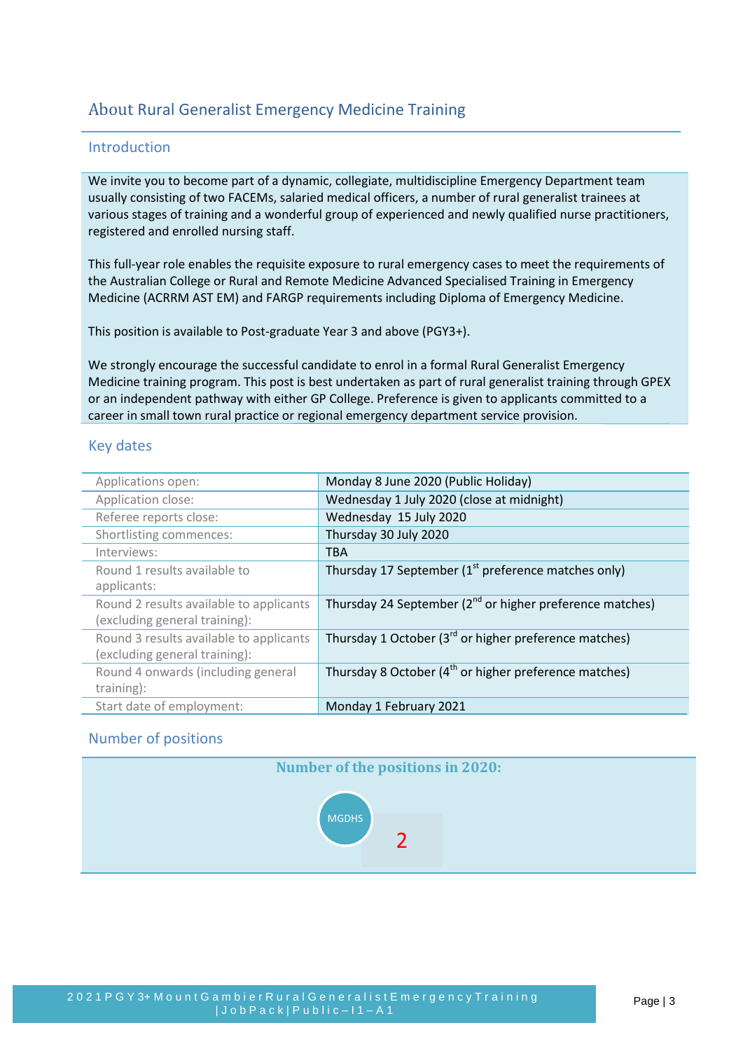## About Rural Generalist Emergency Medicine Training

### Introduction

We invite you to become part of a dynamic, collegiate, multidiscipline Emergency Department team usually consisting of two FACEMs, salaried medical officers, a number of rural generalist trainees at various stages of training and a wonderful group of experienced and newly qualified nurse practitioners, registered and enrolled nursing staff.

This full-year role enables the requisite exposure to rural emergency cases to meet the requirements of the Australian College or Rural and Remote Medicine Advanced Specialised Training in Emergency Medicine (ACRRM AST EM) and FARGP requirements including Diploma of Emergency Medicine.

This position is available to Post-graduate Year 3 and above (PGY3+).

We strongly encourage the successful candidate to enrol in a formal Rural Generalist Emergency Medicine training program. This post is best undertaken as part of rural generalist training through GPEX or an independent pathway with either GP College. Preference is given to applicants committed to a career in small town rural practice or regional emergency department service provision.

### Key dates

| | |
|---|---|
| Applications open: | Monday 8 June 2020 (Public Holiday) |
| Application close: | Wednesday 1 July 2020 (close at midnight) |
| Referee reports close: | Wednesday 15 July 2020 |
| Shortlisting commences: | Thursday 30 July 2020 |
| Interviews: | TBA |
| Round 1 results available to applicants: | Thursday 17 September (1st preference matches only) |
| Round 2 results available to applicants (excluding general training): | Thursday 24 September (2nd or higher preference matches) |
| Round 3 results available to applicants (excluding general training): | Thursday 1 October (3rd or higher preference matches) |
| Round 4 onwards (including general training): | Thursday 8 October (4th or higher preference matches) |
| Start date of employment: | Monday 1 February 2021 |

### Number of positions

**Number of the positions in 2020:**

MGDHS 2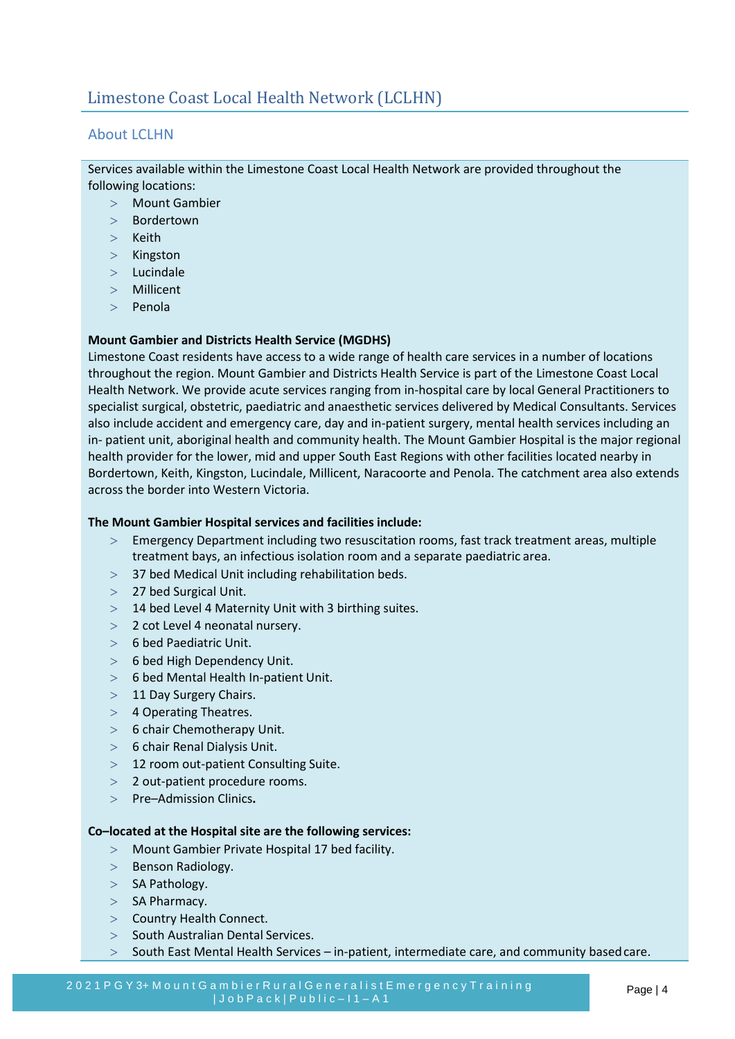# Limestone Coast Local Health Network (LCLHN)

## About LCLHN

Services available within the Limestone Coast Local Health Network are provided throughout the following locations:

- Mount Gambier
- Bordertown
- Keith
- Kingston
- Lucindale
- Millicent
- Penola

**Mount Gambier and Districts Health Service (MGDHS)**

Limestone Coast residents have access to a wide range of health care services in a number of locations throughout the region. Mount Gambier and Districts Health Service is part of the Limestone Coast Local Health Network. We provide acute services ranging from in-hospital care by local General Practitioners to specialist surgical, obstetric, paediatric and anaesthetic services delivered by Medical Consultants. Services also include accident and emergency care, day and in-patient surgery, mental health services including an in- patient unit, aboriginal health and community health. The Mount Gambier Hospital is the major regional health provider for the lower, mid and upper South East Regions with other facilities located nearby in Bordertown, Keith, Kingston, Lucindale, Millicent, Naracoorte and Penola. The catchment area also extends across the border into Western Victoria.

**The Mount Gambier Hospital services and facilities include:**

- Emergency Department including two resuscitation rooms, fast track treatment areas, multiple treatment bays, an infectious isolation room and a separate paediatric area.
- 37 bed Medical Unit including rehabilitation beds.
- 27 bed Surgical Unit.
- 14 bed Level 4 Maternity Unit with 3 birthing suites.
- 2 cot Level 4 neonatal nursery.
- 6 bed Paediatric Unit.
- 6 bed High Dependency Unit.
- 6 bed Mental Health In-patient Unit.
- 11 Day Surgery Chairs.
- 4 Operating Theatres.
- 6 chair Chemotherapy Unit.
- 6 chair Renal Dialysis Unit.
- 12 room out-patient Consulting Suite.
- 2 out-patient procedure rooms.
- Pre–Admission Clinics.

**Co–located at the Hospital site are the following services:**

- Mount Gambier Private Hospital 17 bed facility.
- Benson Radiology.
- SA Pathology.
- SA Pharmacy.
- Country Health Connect.
- South Australian Dental Services.
- South East Mental Health Services – in-patient, intermediate care, and community based care.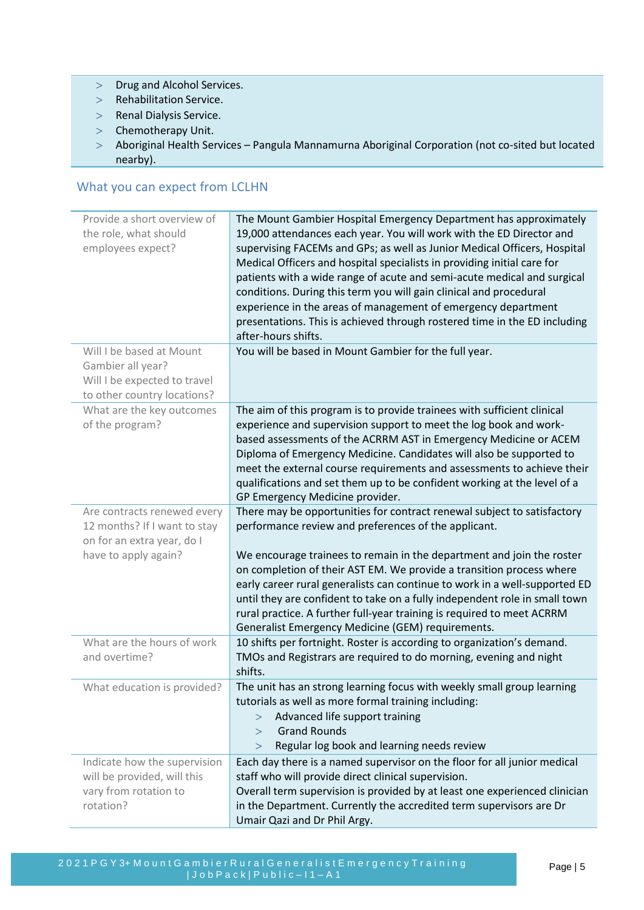- Drug and Alcohol Services.
- Rehabilitation Service.
- Renal Dialysis Service.
- Chemotherapy Unit.
- Aboriginal Health Services – Pangula Mannamurna Aboriginal Corporation (not co-sited but located nearby).

## What you can expect from LCLHN

| | |
|---|---|
| Provide a short overview of the role, what should employees expect? | The Mount Gambier Hospital Emergency Department has approximately 19,000 attendances each year. You will work with the ED Director and supervising FACEMs and GPs; as well as Junior Medical Officers, Hospital Medical Officers and hospital specialists in providing initial care for patients with a wide range of acute and semi-acute medical and surgical conditions. During this term you will gain clinical and procedural experience in the areas of management of emergency department presentations. This is achieved through rostered time in the ED including after-hours shifts. |
| Will I be based at Mount Gambier all year? Will I be expected to travel to other country locations? | You will be based in Mount Gambier for the full year. |
| What are the key outcomes of the program? | The aim of this program is to provide trainees with sufficient clinical experience and supervision support to meet the log book and work-based assessments of the ACRRM AST in Emergency Medicine or ACEM Diploma of Emergency Medicine. Candidates will also be supported to meet the external course requirements and assessments to achieve their qualifications and set them up to be confident working at the level of a GP Emergency Medicine provider. |
| Are contracts renewed every 12 months? If I want to stay on for an extra year, do I have to apply again? | There may be opportunities for contract renewal subject to satisfactory performance review and preferences of the applicant.<br><br>We encourage trainees to remain in the department and join the roster on completion of their AST EM. We provide a transition process where early career rural generalists can continue to work in a well-supported ED until they are confident to take on a fully independent role in small town rural practice. A further full-year training is required to meet ACRRM Generalist Emergency Medicine (GEM) requirements. |
| What are the hours of work and overtime? | 10 shifts per fortnight. Roster is according to organization's demand. TMOs and Registrars are required to do morning, evening and night shifts. |
| What education is provided? | The unit has an strong learning focus with weekly small group learning tutorials as well as more formal training including:<br>> Advanced life support training<br>> Grand Rounds<br>> Regular log book and learning needs review |
| Indicate how the supervision will be provided, will this vary from rotation to rotation? | Each day there is a named supervisor on the floor for all junior medical staff who will provide direct clinical supervision.<br>Overall term supervision is provided by at least one experienced clinician in the Department. Currently the accredited term supervisors are Dr Umair Qazi and Dr Phil Argy. |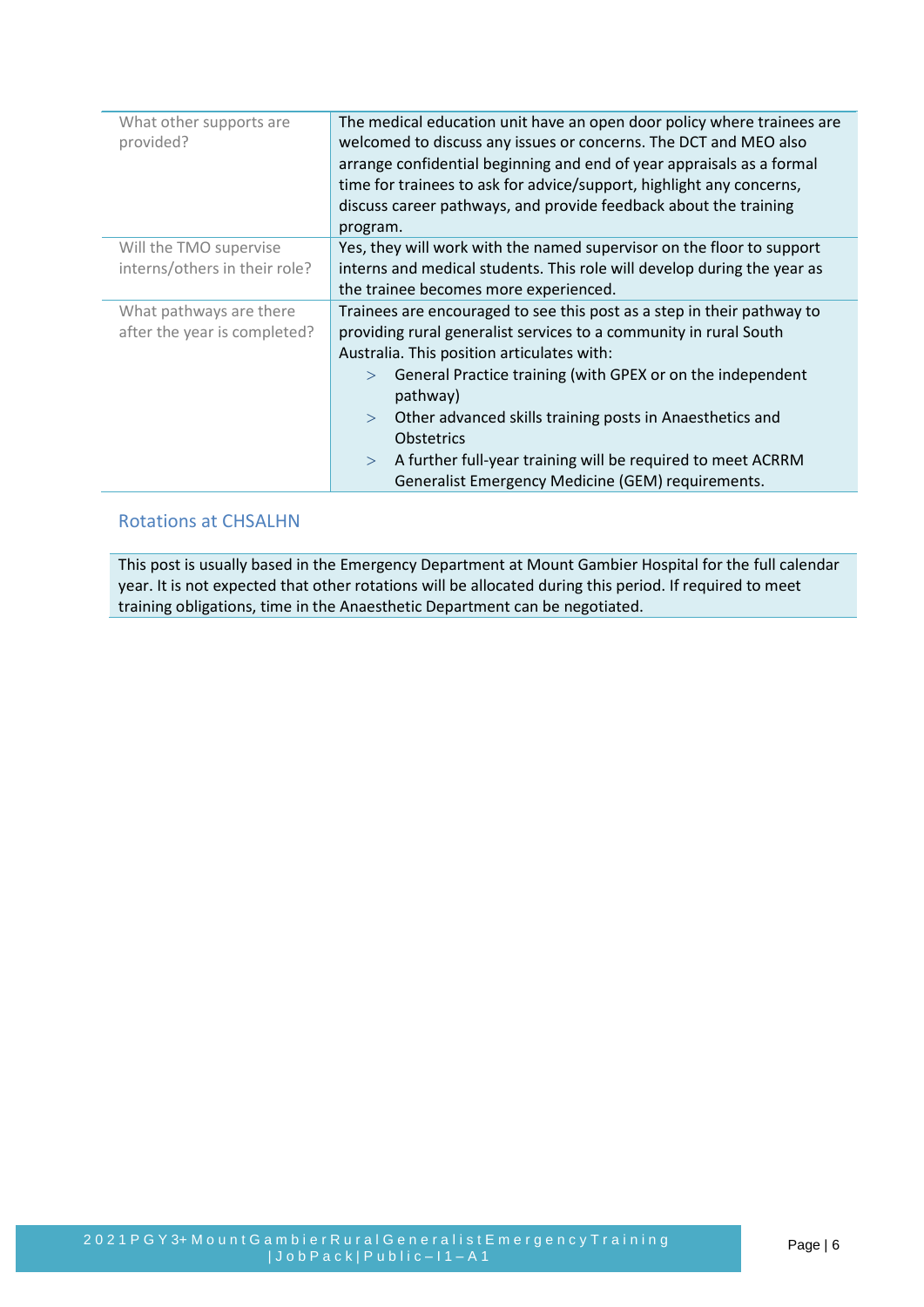| | |
|---|---|
| What other supports are provided? | The medical education unit have an open door policy where trainees are welcomed to discuss any issues or concerns. The DCT and MEO also arrange confidential beginning and end of year appraisals as a formal time for trainees to ask for advice/support, highlight any concerns, discuss career pathways, and provide feedback about the training program. |
| Will the TMO supervise interns/others in their role? | Yes, they will work with the named supervisor on the floor to support interns and medical students. This role will develop during the year as the trainee becomes more experienced. |
| What pathways are there after the year is completed? | Trainees are encouraged to see this post as a step in their pathway to providing rural generalist services to a community in rural South Australia. This position articulates with:<br>> General Practice training (with GPEX or on the independent pathway)<br>> Other advanced skills training posts in Anaesthetics and Obstetrics<br>> A further full-year training will be required to meet ACRRM Generalist Emergency Medicine (GEM) requirements. |

## Rotations at CHSALHN

This post is usually based in the Emergency Department at Mount Gambier Hospital for the full calendar year. It is not expected that other rotations will be allocated during this period. If required to meet training obligations, time in the Anaesthetic Department can be negotiated.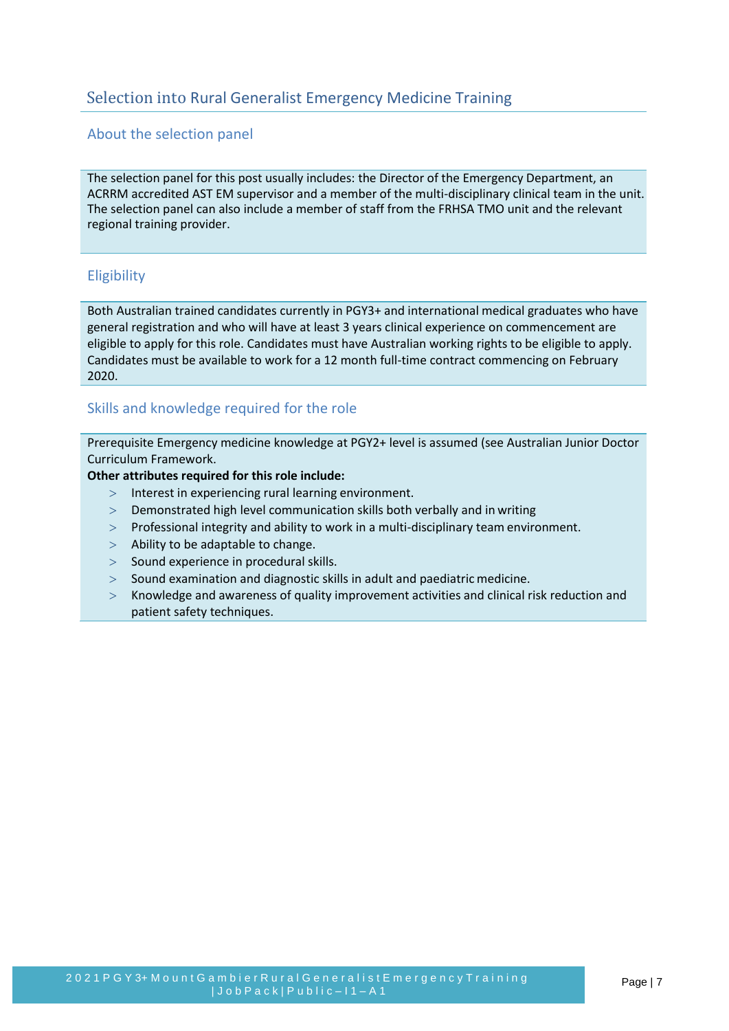# Selection into Rural Generalist Emergency Medicine Training

## About the selection panel

The selection panel for this post usually includes: the Director of the Emergency Department, an ACRRM accredited AST EM supervisor and a member of the multi-disciplinary clinical team in the unit. The selection panel can also include a member of staff from the FRHSA TMO unit and the relevant regional training provider.

## Eligibility

Both Australian trained candidates currently in PGY3+ and international medical graduates who have general registration and who will have at least 3 years clinical experience on commencement are eligible to apply for this role. Candidates must have Australian working rights to be eligible to apply. Candidates must be available to work for a 12 month full-time contract commencing on February 2020.

## Skills and knowledge required for the role

Prerequisite Emergency medicine knowledge at PGY2+ level is assumed (see Australian Junior Doctor Curriculum Framework.

**Other attributes required for this role include:**

- Interest in experiencing rural learning environment.
- Demonstrated high level communication skills both verbally and in writing
- Professional integrity and ability to work in a multi-disciplinary team environment.
- Ability to be adaptable to change.
- Sound experience in procedural skills.
- Sound examination and diagnostic skills in adult and paediatric medicine.
- Knowledge and awareness of quality improvement activities and clinical risk reduction and patient safety techniques.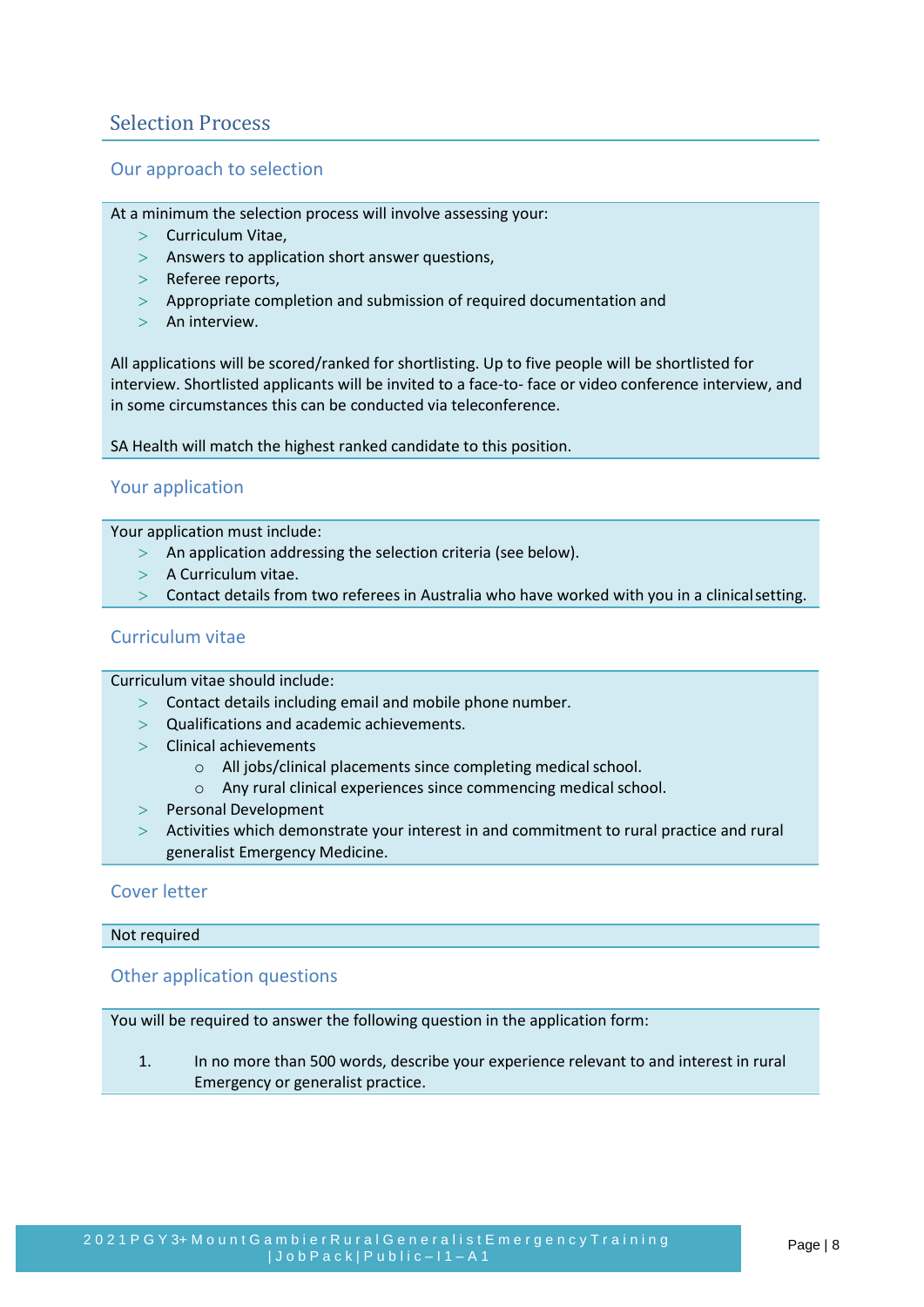# Selection Process

## Our approach to selection

At a minimum the selection process will involve assessing your:

- Curriculum Vitae,
- Answers to application short answer questions,
- Referee reports,
- Appropriate completion and submission of required documentation and
- An interview.

All applications will be scored/ranked for shortlisting. Up to five people will be shortlisted for interview. Shortlisted applicants will be invited to a face-to- face or video conference interview, and in some circumstances this can be conducted via teleconference.

SA Health will match the highest ranked candidate to this position.

## Your application

Your application must include:

- An application addressing the selection criteria (see below).
- A Curriculum vitae.
- Contact details from two referees in Australia who have worked with you in a clinical setting.

## Curriculum vitae

Curriculum vitae should include:

- Contact details including email and mobile phone number.
- Qualifications and academic achievements.
- Clinical achievements
  - All jobs/clinical placements since completing medical school.
  - Any rural clinical experiences since commencing medical school.
- Personal Development
- Activities which demonstrate your interest in and commitment to rural practice and rural generalist Emergency Medicine.

## Cover letter

Not required

## Other application questions

You will be required to answer the following question in the application form:

1. In no more than 500 words, describe your experience relevant to and interest in rural Emergency or generalist practice.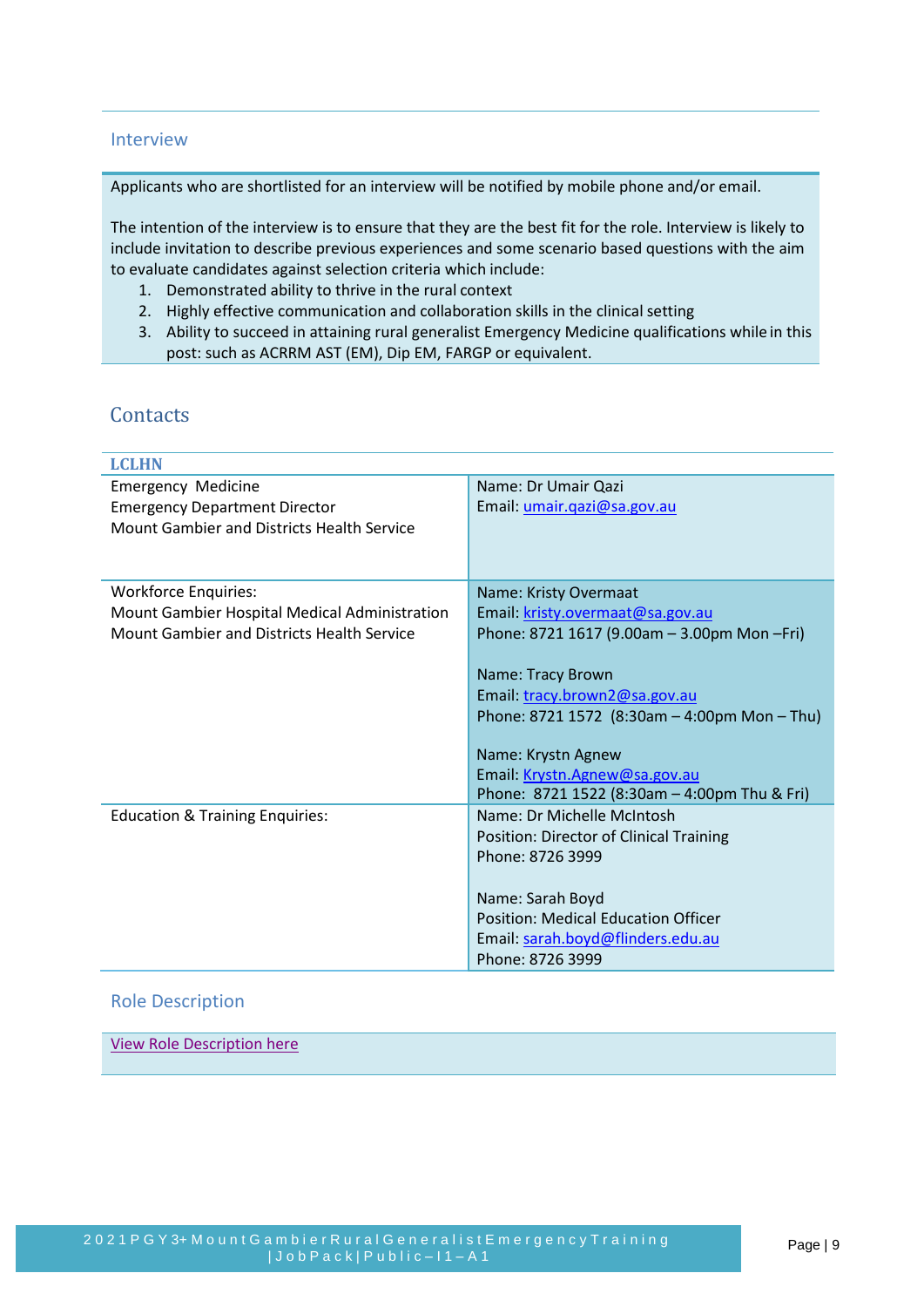## Interview

Applicants who are shortlisted for an interview will be notified by mobile phone and/or email.

The intention of the interview is to ensure that they are the best fit for the role. Interview is likely to include invitation to describe previous experiences and some scenario based questions with the aim to evaluate candidates against selection criteria which include:

1. Demonstrated ability to thrive in the rural context
2. Highly effective communication and collaboration skills in the clinical setting
3. Ability to succeed in attaining rural generalist Emergency Medicine qualifications while in this post: such as ACRRM AST (EM), Dip EM, FARGP or equivalent.

## Contacts

| **LCLHN** | |
|---|---|
| Emergency Medicine<br>Emergency Department Director<br>Mount Gambier and Districts Health Service | Name: Dr Umair Qazi<br>Email: umair.qazi@sa.gov.au |
| Workforce Enquiries:<br>Mount Gambier Hospital Medical Administration<br>Mount Gambier and Districts Health Service | Name: Kristy Overmaat<br>Email: kristy.overmaat@sa.gov.au<br>Phone: 8721 1617 (9.00am – 3.00pm Mon –Fri)<br><br>Name: Tracy Brown<br>Email: tracy.brown2@sa.gov.au<br>Phone: 8721 1572 (8:30am – 4:00pm Mon – Thu)<br><br>Name: Krystn Agnew<br>Email: Krystn.Agnew@sa.gov.au<br>Phone: 8721 1522 (8:30am – 4:00pm Thu & Fri) |
| Education & Training Enquiries: | Name: Dr Michelle McIntosh<br>Position: Director of Clinical Training<br>Phone: 8726 3999<br><br>Name: Sarah Boyd<br>Position: Medical Education Officer<br>Email: sarah.boyd@flinders.edu.au<br>Phone: 8726 3999 |

## Role Description

View Role Description here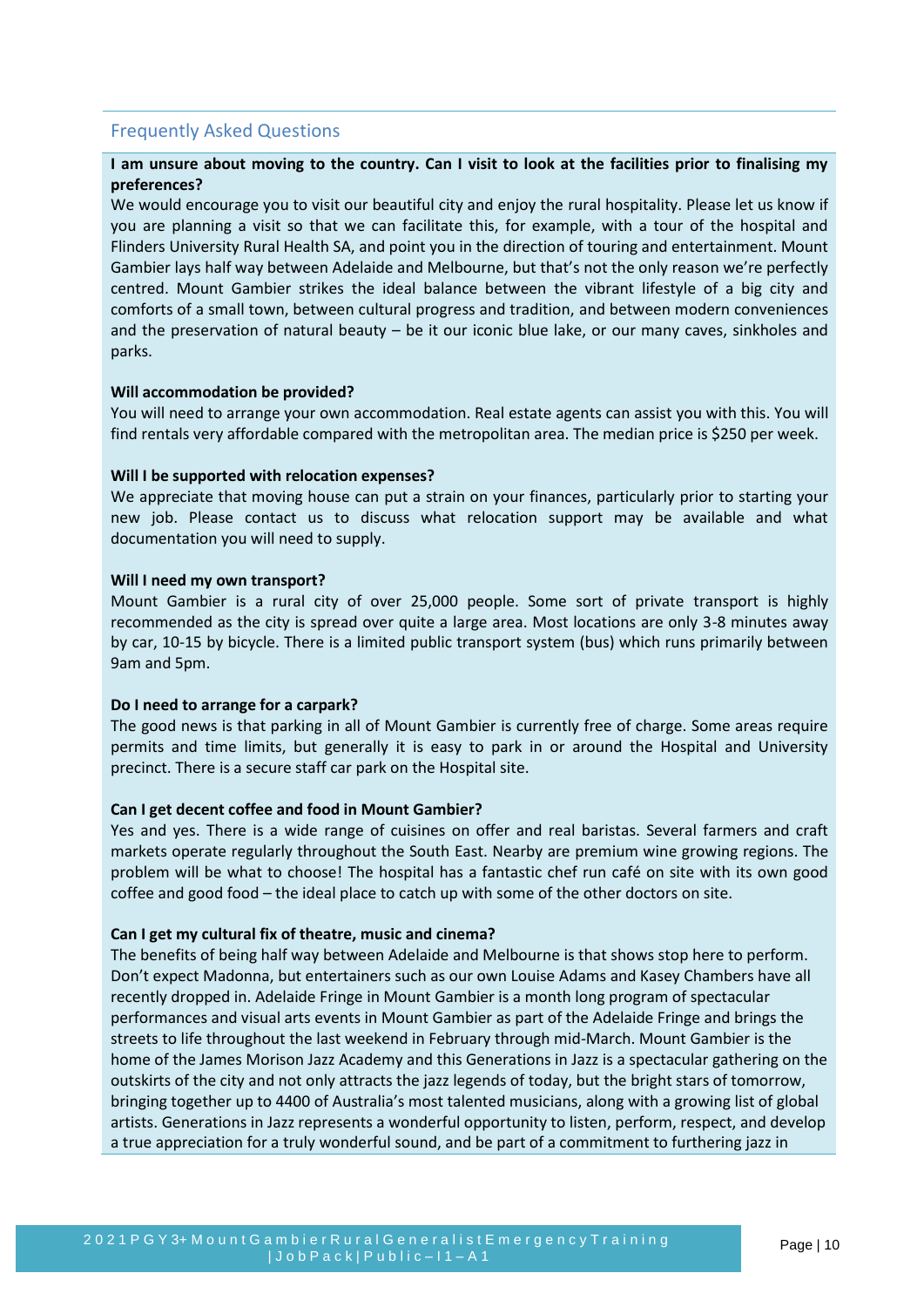## Frequently Asked Questions

**I am unsure about moving to the country. Can I visit to look at the facilities prior to finalising my preferences?**

We would encourage you to visit our beautiful city and enjoy the rural hospitality. Please let us know if you are planning a visit so that we can facilitate this, for example, with a tour of the hospital and Flinders University Rural Health SA, and point you in the direction of touring and entertainment. Mount Gambier lays half way between Adelaide and Melbourne, but that's not the only reason we're perfectly centred. Mount Gambier strikes the ideal balance between the vibrant lifestyle of a big city and comforts of a small town, between cultural progress and tradition, and between modern conveniences and the preservation of natural beauty – be it our iconic blue lake, or our many caves, sinkholes and parks.

**Will accommodation be provided?**

You will need to arrange your own accommodation. Real estate agents can assist you with this. You will find rentals very affordable compared with the metropolitan area. The median price is $250 per week.

**Will I be supported with relocation expenses?**

We appreciate that moving house can put a strain on your finances, particularly prior to starting your new job. Please contact us to discuss what relocation support may be available and what documentation you will need to supply.

**Will I need my own transport?**

Mount Gambier is a rural city of over 25,000 people. Some sort of private transport is highly recommended as the city is spread over quite a large area. Most locations are only 3-8 minutes away by car, 10-15 by bicycle. There is a limited public transport system (bus) which runs primarily between 9am and 5pm.

**Do I need to arrange for a carpark?**

The good news is that parking in all of Mount Gambier is currently free of charge. Some areas require permits and time limits, but generally it is easy to park in or around the Hospital and University precinct. There is a secure staff car park on the Hospital site.

**Can I get decent coffee and food in Mount Gambier?**

Yes and yes. There is a wide range of cuisines on offer and real baristas. Several farmers and craft markets operate regularly throughout the South East. Nearby are premium wine growing regions. The problem will be what to choose! The hospital has a fantastic chef run café on site with its own good coffee and good food – the ideal place to catch up with some of the other doctors on site.

**Can I get my cultural fix of theatre, music and cinema?**

The benefits of being half way between Adelaide and Melbourne is that shows stop here to perform. Don't expect Madonna, but entertainers such as our own Louise Adams and Kasey Chambers have all recently dropped in. Adelaide Fringe in Mount Gambier is a month long program of spectacular performances and visual arts events in Mount Gambier as part of the Adelaide Fringe and brings the streets to life throughout the last weekend in February through mid-March. Mount Gambier is the home of the James Morison Jazz Academy and this Generations in Jazz is a spectacular gathering on the outskirts of the city and not only attracts the jazz legends of today, but the bright stars of tomorrow, bringing together up to 4400 of Australia's most talented musicians, along with a growing list of global artists. Generations in Jazz represents a wonderful opportunity to listen, perform, respect, and develop a true appreciation for a truly wonderful sound, and be part of a commitment to furthering jazz in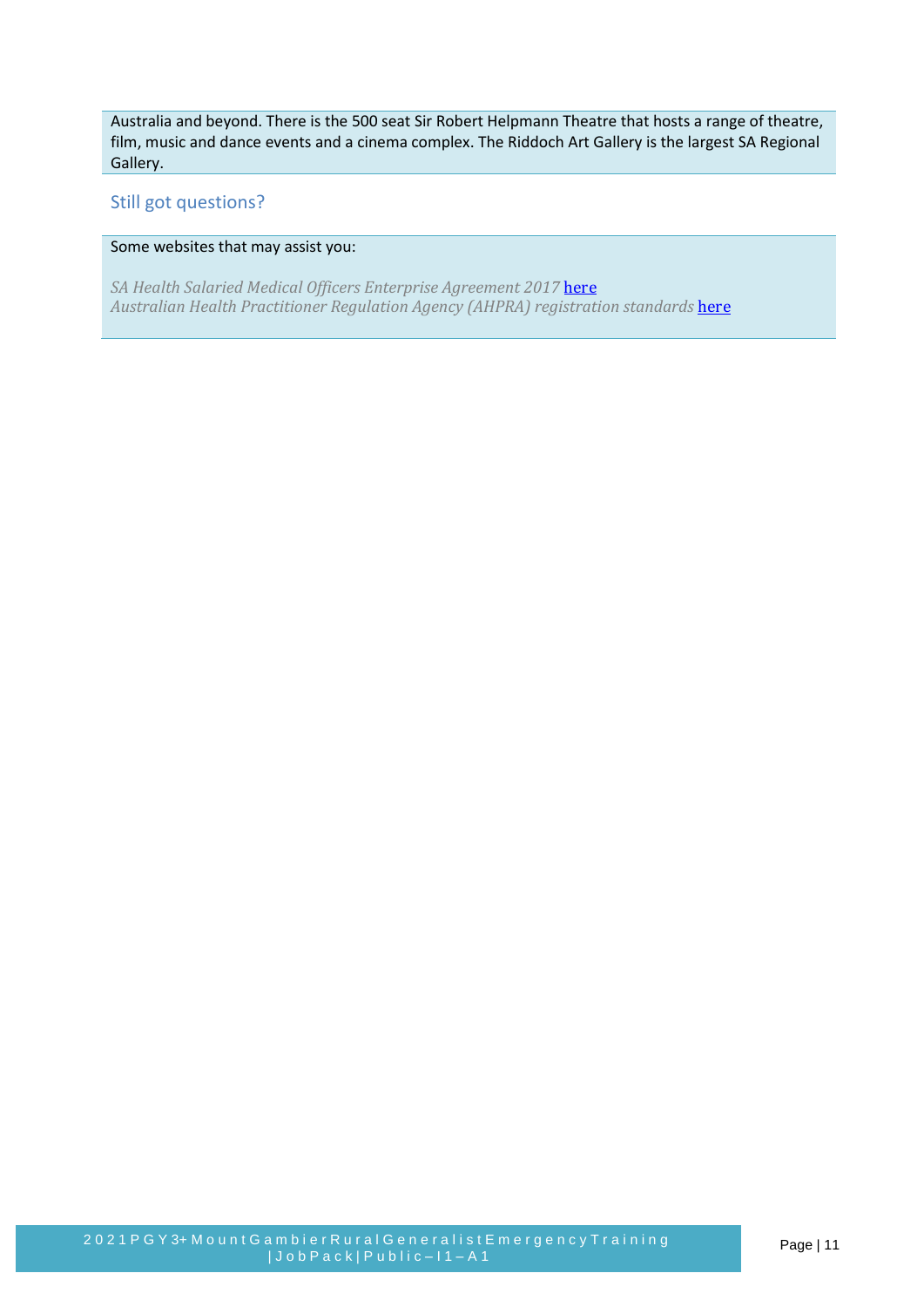Australia and beyond. There is the 500 seat Sir Robert Helpmann Theatre that hosts a range of theatre, film, music and dance events and a cinema complex. The Riddoch Art Gallery is the largest SA Regional Gallery.

## Still got questions?

Some websites that may assist you:

*SA Health Salaried Medical Officers Enterprise Agreement 2017* here
*Australian Health Practitioner Regulation Agency (AHPRA) registration standards* here